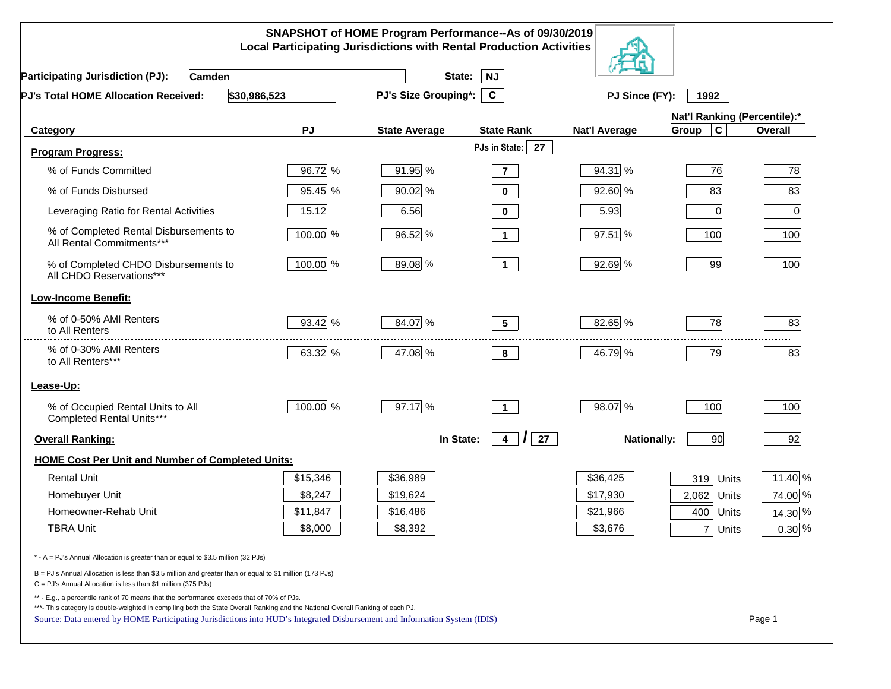# SNAPSHOT of HOME Program Performance--As of 09/30/2019
## Local Participating Jurisdictions with Rental Production Activities

**Participating Jurisdiction (PJ):** Camden **State:** NJ

**PJ's Total HOME Allocation Received:** $30,986,523 **PJ's Size Grouping*:** C **PJ Since (FY):** 1992

| Category | PJ | State Average | State Rank | Nat'l Average | Nat'l Ranking (Percentile):* Group C | Overall |
|---|---|---|---|---|---|---|
| **Program Progress:** | | | PJs in State: 27 | | | |
| % of Funds Committed | 96.72 % | 91.95 % | 7 | 94.31 % | 76 | 78 |
| % of Funds Disbursed | 95.45 % | 90.02 % | 0 | 92.60 % | 83 | 83 |
| Leveraging Ratio for Rental Activities | 15.12 | 6.56 | 0 | 5.93 | 0 | 0 |
| % of Completed Rental Disbursements to All Rental Commitments*** | 100.00 % | 96.52 % | 1 | 97.51 % | 100 | 100 |
| % of Completed CHDO Disbursements to All CHDO Reservations*** | 100.00 % | 89.08 % | 1 | 92.69 % | 99 | 100 |
| **Low-Income Benefit:** | | | | | | |
| % of 0-50% AMI Renters to All Renters | 93.42 % | 84.07 % | 5 | 82.65 % | 78 | 83 |
| % of 0-30% AMI Renters to All Renters*** | 63.32 % | 47.08 % | 8 | 46.79 % | 79 | 83 |
| **Lease-Up:** | | | | | | |
| % of Occupied Rental Units to All Completed Rental Units*** | 100.00 % | 97.17 % | 1 | 98.07 % | 100 | 100 |
| **Overall Ranking:** | | In State: | 4 / 27 | Nationally: | 90 | 92 |

**HOME Cost Per Unit and Number of Completed Units:**

| Category | PJ | State Average | Nat'l Average | Units | % |
|---|---|---|---|---|---|
| Rental Unit | $15,346 | $36,989 | $36,425 | 319 Units | 11.40 % |
| Homebuyer Unit | $8,247 | $19,624 | $17,930 | 2,062 Units | 74.00 % |
| Homeowner-Rehab Unit | $11,847 | $16,486 | $21,966 | 400 Units | 14.30 % |
| TBRA Unit | $8,000 | $8,392 | $3,676 | 7 Units | 0.30 % |

\* - A = PJ's Annual Allocation is greater than or equal to $3.5 million (32 PJs)

B = PJ's Annual Allocation is less than $3.5 million and greater than or equal to $1 million (173 PJs)

C = PJ's Annual Allocation is less than $1 million (375 PJs)

** - E.g., a percentile rank of 70 means that the performance exceeds that of 70% of PJs.

***- This category is double-weighted in compiling both the State Overall Ranking and the National Overall Ranking of each PJ.

Source: Data entered by HOME Participating Jurisdictions into HUD's Integrated Disbursement and Information System (IDIS)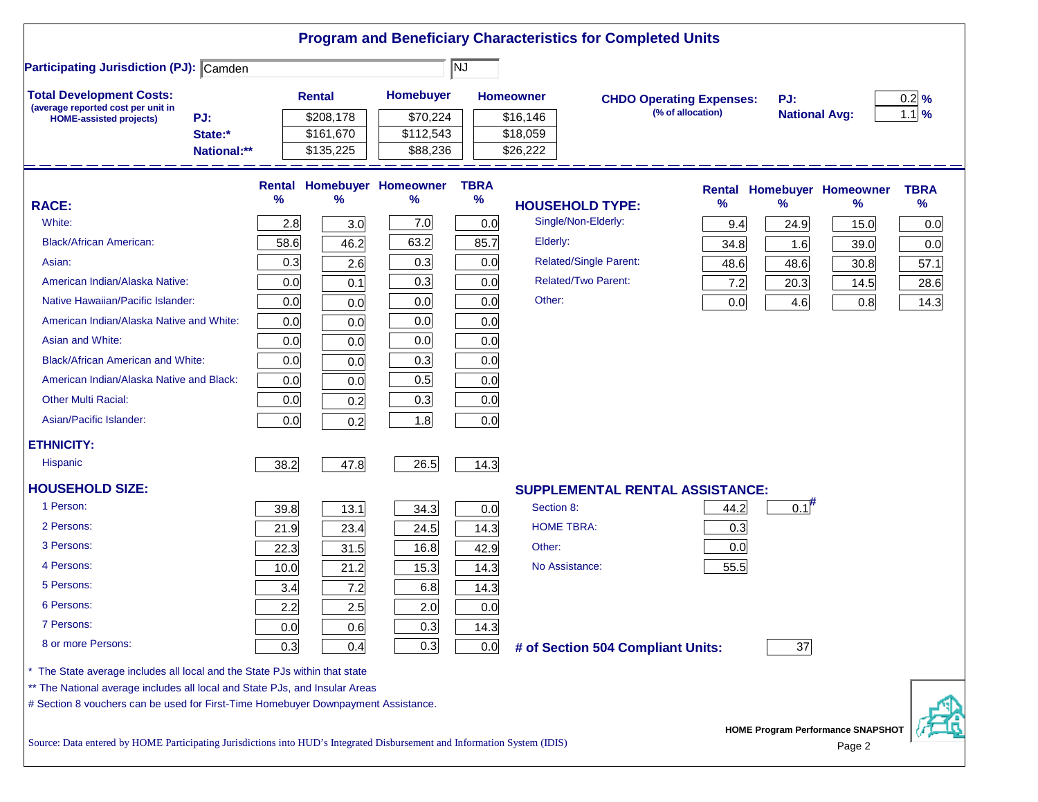# Program and Beneficiary Characteristics for Completed Units

**Participating Jurisdiction (PJ):** Camden NJ

**Total Development Costs:**
(average reported cost per unit in HOME-assisted projects)

| | Rental | Homebuyer | Homeowner |
|---|---|---|---|
| PJ: | $208,178 | $70,224 | $16,146 |
| State:* | $161,670 | $112,543 | $18,059 |
| National:** | $135,225 | $88,236 | $26,222 |

**CHDO Operating Expenses:** (% of allocation)

| | |
|---|---|
| PJ: | 0.2 % |
| National Avg: | 1.1 % |

| RACE: | Rental % | Homebuyer % | Homeowner % | TBRA % |
|---|---|---|---|---|
| White: | 2.8 | 3.0 | 7.0 | 0.0 |
| Black/African American: | 58.6 | 46.2 | 63.2 | 85.7 |
| Asian: | 0.3 | 2.6 | 0.3 | 0.0 |
| American Indian/Alaska Native: | 0.0 | 0.1 | 0.3 | 0.0 |
| Native Hawaiian/Pacific Islander: | 0.0 | 0.0 | 0.0 | 0.0 |
| American Indian/Alaska Native and White: | 0.0 | 0.0 | 0.0 | 0.0 |
| Asian and White: | 0.0 | 0.0 | 0.0 | 0.0 |
| Black/African American and White: | 0.0 | 0.0 | 0.3 | 0.0 |
| American Indian/Alaska Native and Black: | 0.0 | 0.0 | 0.5 | 0.0 |
| Other Multi Racial: | 0.0 | 0.2 | 0.3 | 0.0 |
| Asian/Pacific Islander: | 0.0 | 0.2 | 1.8 | 0.0 |
| **ETHNICITY:** | | | | |
| Hispanic | 38.2 | 47.8 | 26.5 | 14.3 |
| **HOUSEHOLD SIZE:** | | | | |
| 1 Person: | 39.8 | 13.1 | 34.3 | 0.0 |
| 2 Persons: | 21.9 | 23.4 | 24.5 | 14.3 |
| 3 Persons: | 22.3 | 31.5 | 16.8 | 42.9 |
| 4 Persons: | 10.0 | 21.2 | 15.3 | 14.3 |
| 5 Persons: | 3.4 | 7.2 | 6.8 | 14.3 |
| 6 Persons: | 2.2 | 2.5 | 2.0 | 0.0 |
| 7 Persons: | 0.0 | 0.6 | 0.3 | 14.3 |
| 8 or more Persons: | 0.3 | 0.4 | 0.3 | 0.0 |

| HOUSEHOLD TYPE: | Rental % | Homebuyer % | Homeowner % | TBRA % |
|---|---|---|---|---|
| Single/Non-Elderly: | 9.4 | 24.9 | 15.0 | 0.0 |
| Elderly: | 34.8 | 1.6 | 39.0 | 0.0 |
| Related/Single Parent: | 48.6 | 48.6 | 30.8 | 57.1 |
| Related/Two Parent: | 7.2 | 20.3 | 14.5 | 28.6 |
| Other: | 0.0 | 4.6 | 0.8 | 14.3 |

| SUPPLEMENTAL RENTAL ASSISTANCE: | | |
|---|---|---|
| Section 8: | 44.2 | 0.1# |
| HOME TBRA: | 0.3 | |
| Other: | 0.0 | |
| No Assistance: | 55.5 | |

**# of Section 504 Compliant Units:** 37

\* The State average includes all local and the State PJs within that state

\** The National average includes all local and State PJs, and Insular Areas

# Section 8 vouchers can be used for First-Time Homebuyer Downpayment Assistance.

Source: Data entered by HOME Participating Jurisdictions into HUD's Integrated Disbursement and Information System (IDIS)

HOME Program Performance SNAPSHOT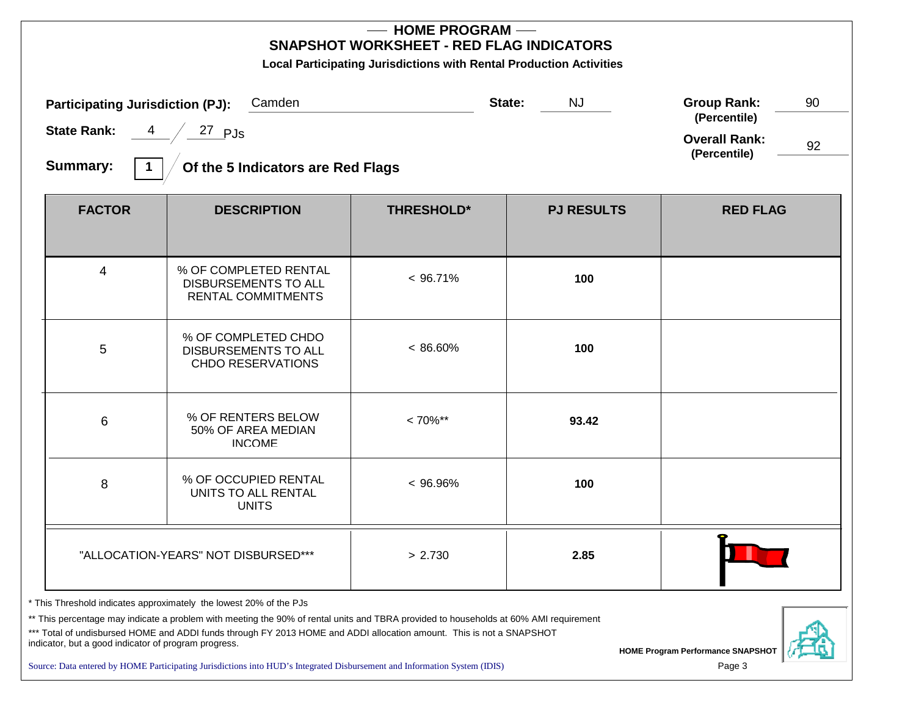# HOME PROGRAM

## SNAPSHOT WORKSHEET - RED FLAG INDICATORS

**Local Participating Jurisdictions with Rental Production Activities**

**Participating Jurisdiction (PJ):** Camden **State:** NJ **Group Rank (Percentile):** 90

**State Rank:** 4 / 27 PJs **Overall Rank (Percentile):** 92

**Summary:** 1 / **Of the 5 Indicators are Red Flags**

| FACTOR | DESCRIPTION | THRESHOLD* | PJ RESULTS | RED FLAG |
|---|---|---|---|---|
| 4 | % OF COMPLETED RENTAL DISBURSEMENTS TO ALL RENTAL COMMITMENTS | < 96.71% | **100** | |
| 5 | % OF COMPLETED CHDO DISBURSEMENTS TO ALL CHDO RESERVATIONS | < 86.60% | **100** | |
| 6 | % OF RENTERS BELOW 50% OF AREA MEDIAN INCOME | < 70%** | **93.42** | |
| 8 | % OF OCCUPIED RENTAL UNITS TO ALL RENTAL UNITS | < 96.96% | **100** | |
| "ALLOCATION-YEARS" NOT DISBURSED*** | | > 2.730 | **2.85** | Red Flag |

* This Threshold indicates approximately the lowest 20% of the PJs

** This percentage may indicate a problem with meeting the 90% of rental units and TBRA provided to households at 60% AMI requirement

*** Total of undisbursed HOME and ADDI funds through FY 2013 HOME and ADDI allocation amount. This is not a SNAPSHOT indicator, but a good indicator of program progress.

Source: Data entered by HOME Participating Jurisdictions into HUD's Integrated Disbursement and Information System (IDIS)